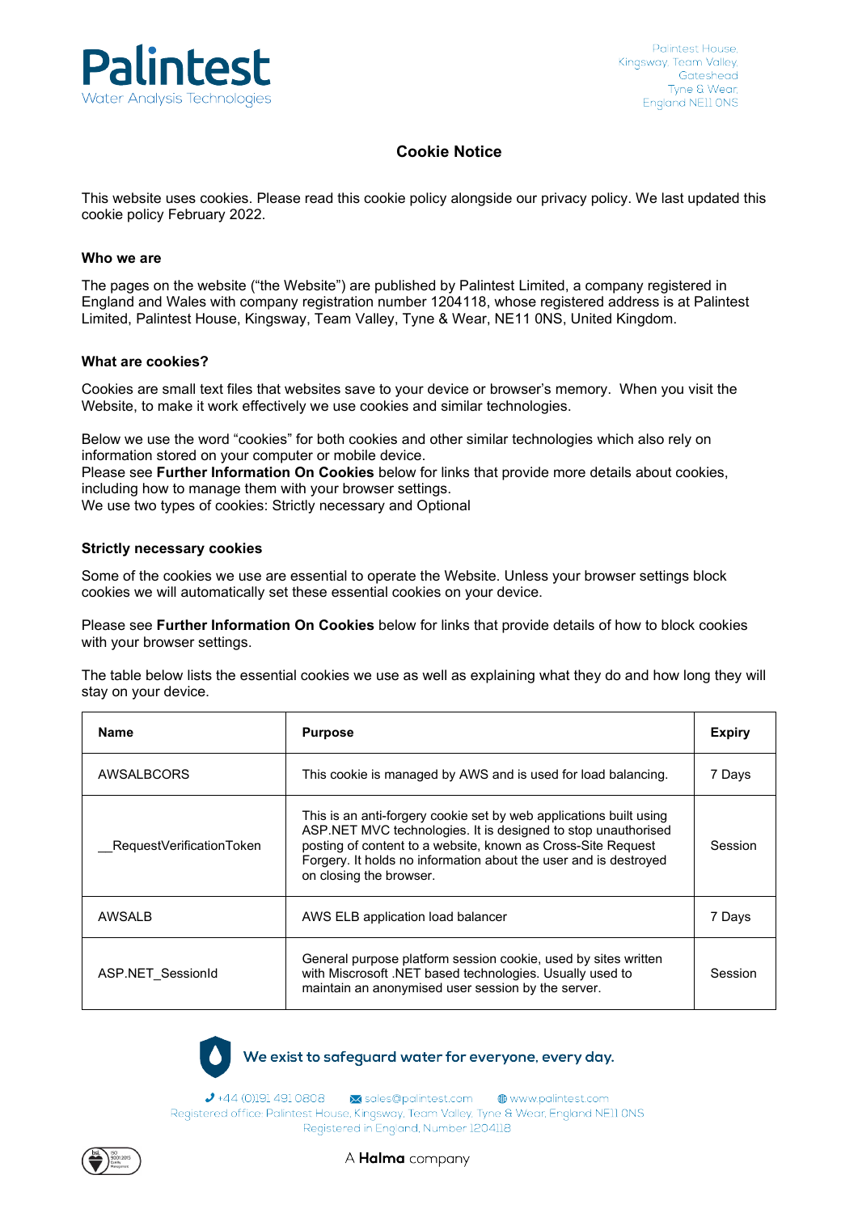# Cookie Notice

This website uses cookies. Please read this cookie policy alongside our privacy policy. We last updated this cookie policy February 2022.

### Who we are

The pages on the website ("the Website") are published by Palintest Limited, a company registered in England and Wales with company registration number 1204118, whose registered address is at Palintest Limited, Palintest House, Kingsway, Team Valley, Tyne & Wear, NE11 0NS, United Kingdom.

### What are cookies?

Cookies are small text files that websites save to your device or browser's memory. When you visit the Website, to make it work effectively we use cookies and similar technologies.

Below we use the word "cookies" for both cookies and other similar technologies which also rely on information stored on your computer or mobile device.
Please see **Further Information On Cookies** below for links that provide more details about cookies, including how to manage them with your browser settings.
We use two types of cookies: Strictly necessary and Optional

### Strictly necessary cookies

Some of the cookies we use are essential to operate the Website. Unless your browser settings block cookies we will automatically set these essential cookies on your device.

Please see **Further Information On Cookies** below for links that provide details of how to block cookies with your browser settings.

The table below lists the essential cookies we use as well as explaining what they do and how long they will stay on your device.

| Name | Purpose | Expiry |
| --- | --- | --- |
| AWSALBCORS | This cookie is managed by AWS and is used for load balancing. | 7 Days |
| __RequestVerificationToken | This is an anti-forgery cookie set by web applications built using ASP.NET MVC technologies. It is designed to stop unauthorised posting of content to a website, known as Cross-Site Request Forgery. It holds no information about the user and is destroyed on closing the browser. | Session |
| AWSALB | AWS ELB application load balancer | 7 Days |
| ASP.NET_SessionId | General purpose platform session cookie, used by sites written with Miscrosoft .NET based technologies. Usually used to maintain an anonymised user session by the server. | Session |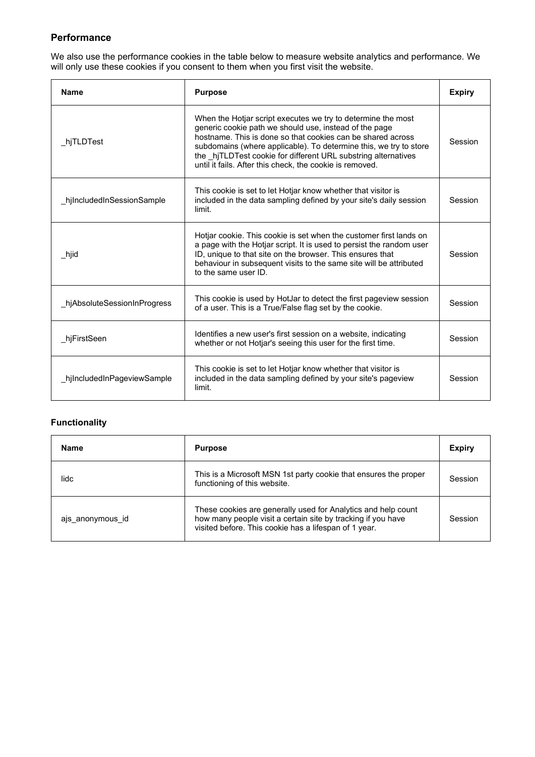### Performance

We also use the performance cookies in the table below to measure website analytics and performance. We will only use these cookies if you consent to them when you first visit the website.

| Name | Purpose | Expiry |
| --- | --- | --- |
| _hjTLDTest | When the Hotjar script executes we try to determine the most generic cookie path we should use, instead of the page hostname. This is done so that cookies can be shared across subdomains (where applicable). To determine this, we try to store the _hjTLDTest cookie for different URL substring alternatives until it fails. After this check, the cookie is removed. | Session |
| _hjIncludedInSessionSample | This cookie is set to let Hotjar know whether that visitor is included in the data sampling defined by your site's daily session limit. | Session |
| _hjid | Hotjar cookie. This cookie is set when the customer first lands on a page with the Hotjar script. It is used to persist the random user ID, unique to that site on the browser. This ensures that behaviour in subsequent visits to the same site will be attributed to the same user ID. | Session |
| _hjAbsoluteSessionInProgress | This cookie is used by HotJar to detect the first pageview session of a user. This is a True/False flag set by the cookie. | Session |
| _hjFirstSeen | Identifies a new user's first session on a website, indicating whether or not Hotjar's seeing this user for the first time. | Session |
| _hjIncludedInPageviewSample | This cookie is set to let Hotjar know whether that visitor is included in the data sampling defined by your site's pageview limit. | Session |

### Functionality

| Name | Purpose | Expiry |
| --- | --- | --- |
| lidc | This is a Microsoft MSN 1st party cookie that ensures the proper functioning of this website. | Session |
| ajs_anonymous_id | These cookies are generally used for Analytics and help count how many people visit a certain site by tracking if you have visited before. This cookie has a lifespan of 1 year. | Session |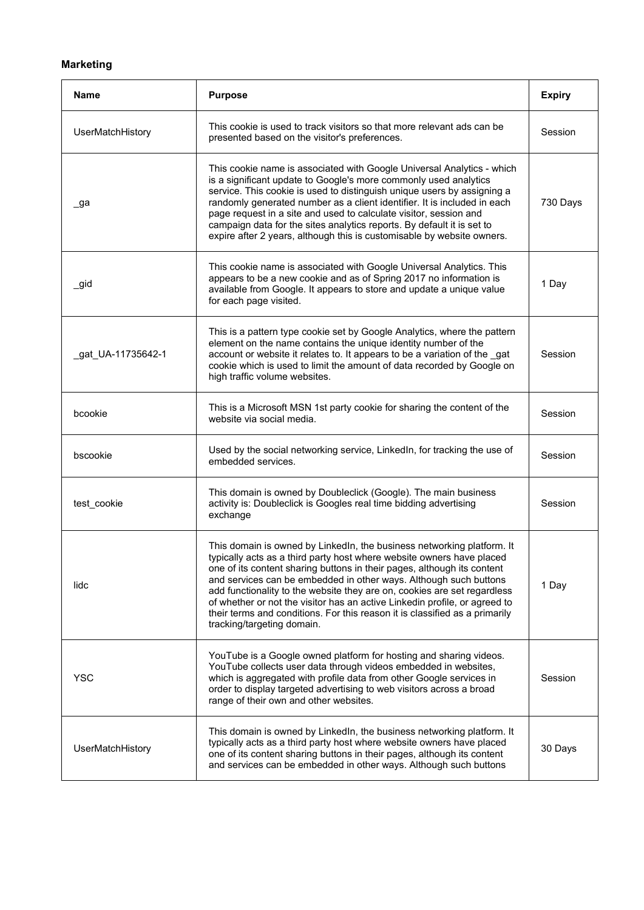**Marketing**

| Name | Purpose | Expiry |
| --- | --- | --- |
| UserMatchHistory | This cookie is used to track visitors so that more relevant ads can be presented based on the visitor's preferences. | Session |
| _ga | This cookie name is associated with Google Universal Analytics - which is a significant update to Google's more commonly used analytics service. This cookie is used to distinguish unique users by assigning a randomly generated number as a client identifier. It is included in each page request in a site and used to calculate visitor, session and campaign data for the sites analytics reports. By default it is set to expire after 2 years, although this is customisable by website owners. | 730 Days |
| _gid | This cookie name is associated with Google Universal Analytics. This appears to be a new cookie and as of Spring 2017 no information is available from Google. It appears to store and update a unique value for each page visited. | 1 Day |
| _gat_UA-11735642-1 | This is a pattern type cookie set by Google Analytics, where the pattern element on the name contains the unique identity number of the account or website it relates to. It appears to be a variation of the _gat cookie which is used to limit the amount of data recorded by Google on high traffic volume websites. | Session |
| bcookie | This is a Microsoft MSN 1st party cookie for sharing the content of the website via social media. | Session |
| bscookie | Used by the social networking service, LinkedIn, for tracking the use of embedded services. | Session |
| test_cookie | This domain is owned by Doubleclick (Google). The main business activity is: Doubleclick is Googles real time bidding advertising exchange | Session |
| lidc | This domain is owned by LinkedIn, the business networking platform. It typically acts as a third party host where website owners have placed one of its content sharing buttons in their pages, although its content and services can be embedded in other ways. Although such buttons add functionality to the website they are on, cookies are set regardless of whether or not the visitor has an active Linkedin profile, or agreed to their terms and conditions. For this reason it is classified as a primarily tracking/targeting domain. | 1 Day |
| YSC | YouTube is a Google owned platform for hosting and sharing videos. YouTube collects user data through videos embedded in websites, which is aggregated with profile data from other Google services in order to display targeted advertising to web visitors across a broad range of their own and other websites. | Session |
| UserMatchHistory | This domain is owned by LinkedIn, the business networking platform. It typically acts as a third party host where website owners have placed one of its content sharing buttons in their pages, although its content and services can be embedded in other ways. Although such buttons | 30 Days |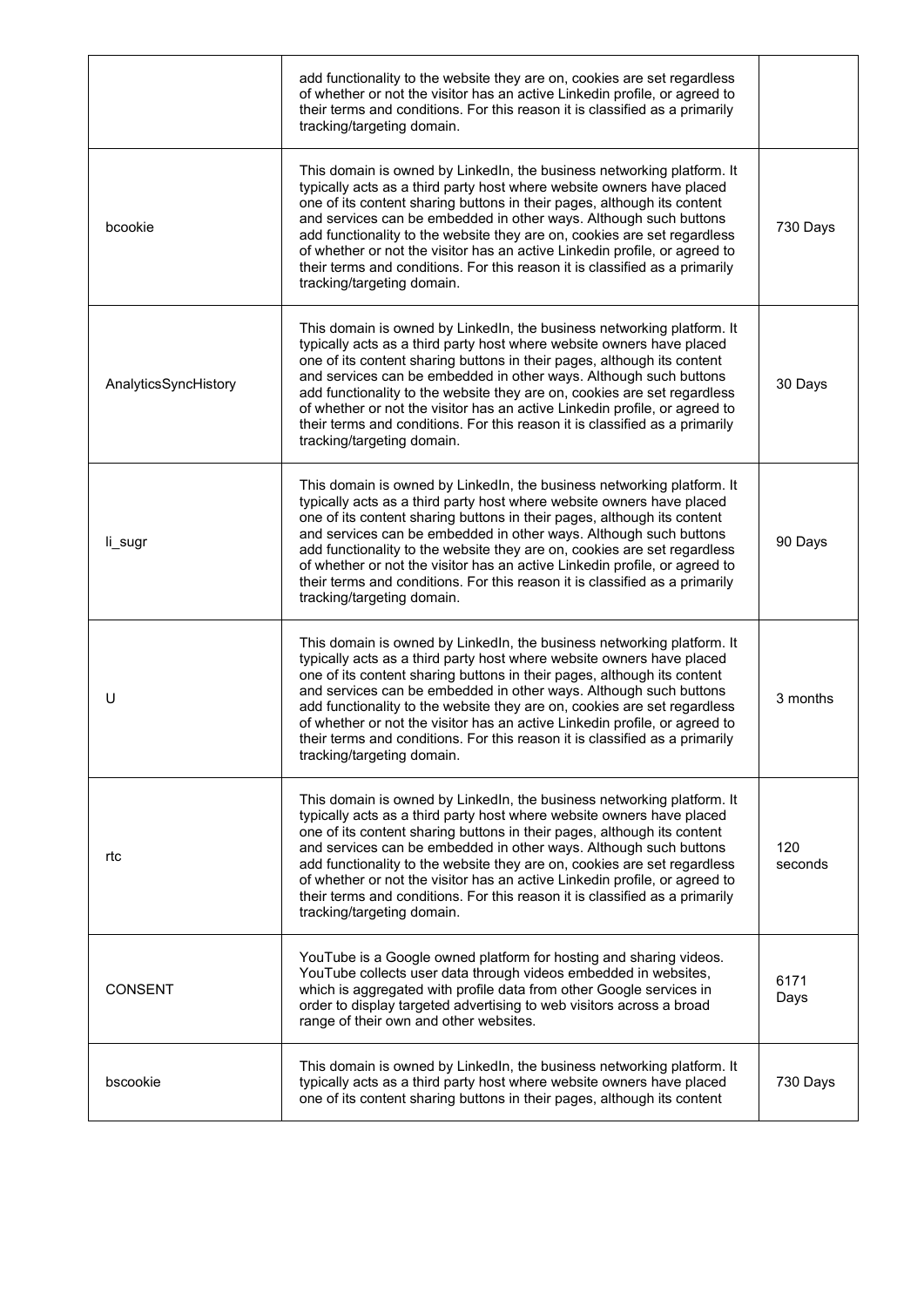|  | add functionality to the website they are on, cookies are set regardless of whether or not the visitor has an active Linkedin profile, or agreed to their terms and conditions. For this reason it is classified as a primarily tracking/targeting domain. |  |
|---|---|---|
| bcookie | This domain is owned by LinkedIn, the business networking platform. It typically acts as a third party host where website owners have placed one of its content sharing buttons in their pages, although its content and services can be embedded in other ways. Although such buttons add functionality to the website they are on, cookies are set regardless of whether or not the visitor has an active Linkedin profile, or agreed to their terms and conditions. For this reason it is classified as a primarily tracking/targeting domain. | 730 Days |
| AnalyticsSyncHistory | This domain is owned by LinkedIn, the business networking platform. It typically acts as a third party host where website owners have placed one of its content sharing buttons in their pages, although its content and services can be embedded in other ways. Although such buttons add functionality to the website they are on, cookies are set regardless of whether or not the visitor has an active Linkedin profile, or agreed to their terms and conditions. For this reason it is classified as a primarily tracking/targeting domain. | 30 Days |
| li_sugr | This domain is owned by LinkedIn, the business networking platform. It typically acts as a third party host where website owners have placed one of its content sharing buttons in their pages, although its content and services can be embedded in other ways. Although such buttons add functionality to the website they are on, cookies are set regardless of whether or not the visitor has an active Linkedin profile, or agreed to their terms and conditions. For this reason it is classified as a primarily tracking/targeting domain. | 90 Days |
| U | This domain is owned by LinkedIn, the business networking platform. It typically acts as a third party host where website owners have placed one of its content sharing buttons in their pages, although its content and services can be embedded in other ways. Although such buttons add functionality to the website they are on, cookies are set regardless of whether or not the visitor has an active Linkedin profile, or agreed to their terms and conditions. For this reason it is classified as a primarily tracking/targeting domain. | 3 months |
| rtc | This domain is owned by LinkedIn, the business networking platform. It typically acts as a third party host where website owners have placed one of its content sharing buttons in their pages, although its content and services can be embedded in other ways. Although such buttons add functionality to the website they are on, cookies are set regardless of whether or not the visitor has an active Linkedin profile, or agreed to their terms and conditions. For this reason it is classified as a primarily tracking/targeting domain. | 120 seconds |
| CONSENT | YouTube is a Google owned platform for hosting and sharing videos. YouTube collects user data through videos embedded in websites, which is aggregated with profile data from other Google services in order to display targeted advertising to web visitors across a broad range of their own and other websites. | 6171 Days |
| bscookie | This domain is owned by LinkedIn, the business networking platform. It typically acts as a third party host where website owners have placed one of its content sharing buttons in their pages, although its content | 730 Days |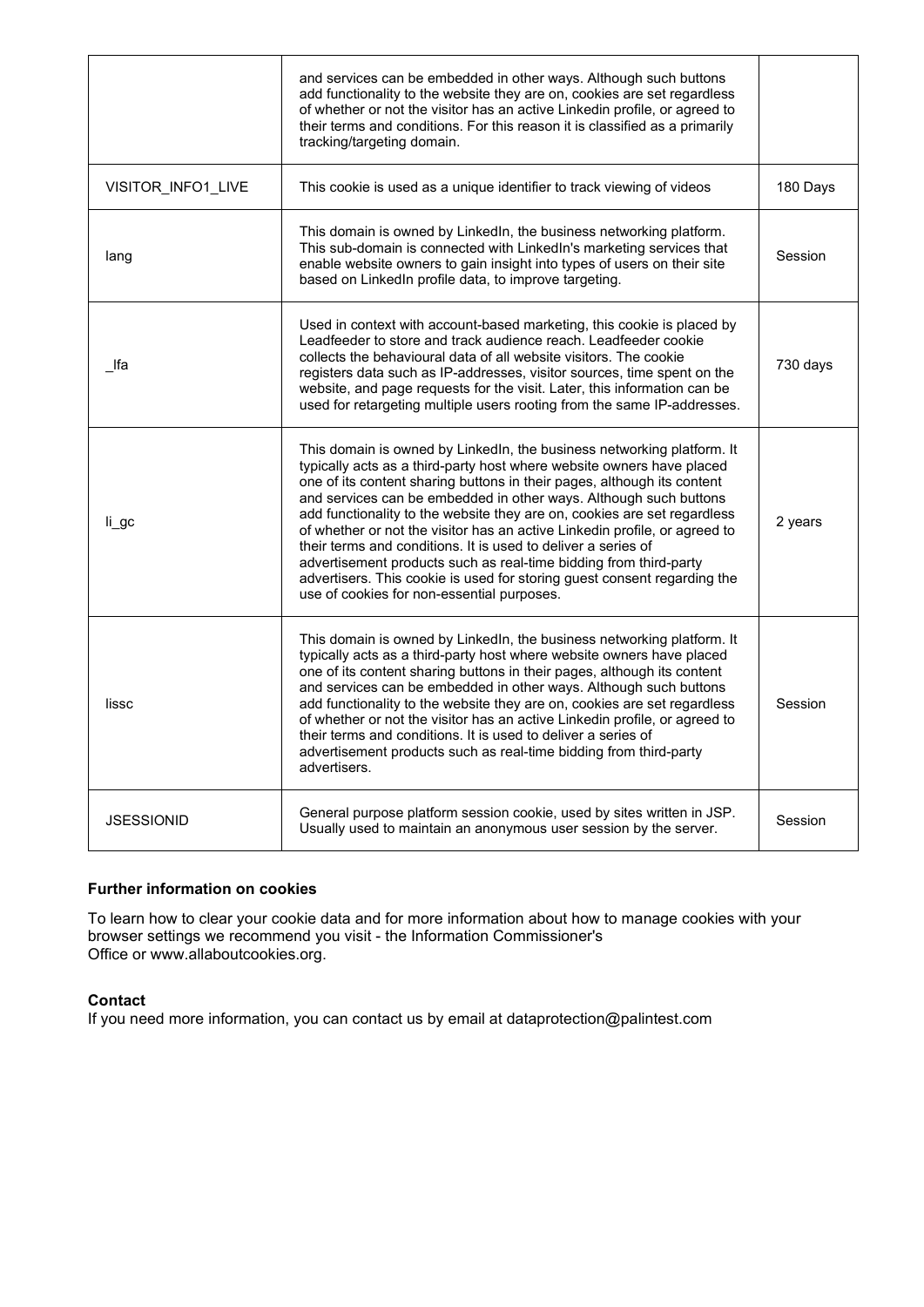| | | |
|---|---|---|
| | and services can be embedded in other ways. Although such buttons add functionality to the website they are on, cookies are set regardless of whether or not the visitor has an active Linkedin profile, or agreed to their terms and conditions. For this reason it is classified as a primarily tracking/targeting domain. | |
| VISITOR_INFO1_LIVE | This cookie is used as a unique identifier to track viewing of videos | 180 Days |
| lang | This domain is owned by LinkedIn, the business networking platform. This sub-domain is connected with LinkedIn's marketing services that enable website owners to gain insight into types of users on their site based on LinkedIn profile data, to improve targeting. | Session |
| _lfa | Used in context with account-based marketing, this cookie is placed by Leadfeeder to store and track audience reach. Leadfeeder cookie collects the behavioural data of all website visitors. The cookie registers data such as IP-addresses, visitor sources, time spent on the website, and page requests for the visit. Later, this information can be used for retargeting multiple users rooting from the same IP-addresses. | 730 days |
| li_gc | This domain is owned by LinkedIn, the business networking platform. It typically acts as a third-party host where website owners have placed one of its content sharing buttons in their pages, although its content and services can be embedded in other ways. Although such buttons add functionality to the website they are on, cookies are set regardless of whether or not the visitor has an active Linkedin profile, or agreed to their terms and conditions. It is used to deliver a series of advertisement products such as real-time bidding from third-party advertisers. This cookie is used for storing guest consent regarding the use of cookies for non-essential purposes. | 2 years |
| lissc | This domain is owned by LinkedIn, the business networking platform. It typically acts as a third-party host where website owners have placed one of its content sharing buttons in their pages, although its content and services can be embedded in other ways. Although such buttons add functionality to the website they are on, cookies are set regardless of whether or not the visitor has an active Linkedin profile, or agreed to their terms and conditions. It is used to deliver a series of advertisement products such as real-time bidding from third-party advertisers. | Session |
| JSESSIONID | General purpose platform session cookie, used by sites written in JSP. Usually used to maintain an anonymous user session by the server. | Session |

**Further information on cookies**

To learn how to clear your cookie data and for more information about how to manage cookies with your browser settings we recommend you visit - the Information Commissioner's Office or www.allaboutcookies.org.

**Contact**

If you need more information, you can contact us by email at dataprotection@palintest.com